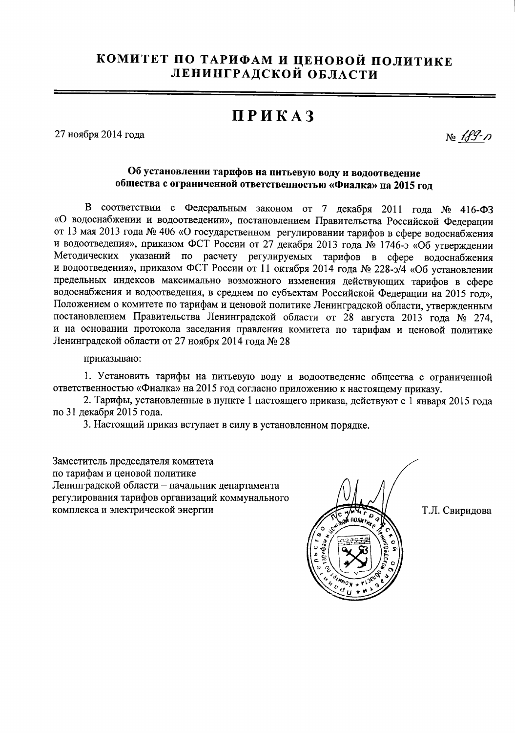# КОМИТЕТ ПО ТАРИФАМ И ЦЕНОВОЙ ПОЛИТИКЕ ЛЕНИНГРАДСКОЙ ОБЛАСТИ

## ПРИКАЗ

27 ноября 2014 года № 189-п

**Об установлении тарифов на питьевую воду и водоотведение общества с ограниченной ответственностью «Фиалка» на 2015 год**

В соответствии с Федеральным законом от 7 декабря 2011 года № 416-ФЗ «О водоснабжении и водоотведении», постановлением Правительства Российской Федерации от 13 мая 2013 года № 406 «О государственном регулировании тарифов в сфере водоснабжения и водоотведения», приказом ФСТ России от 27 декабря 2013 года № 1746-э «Об утверждении Методических указаний по расчету регулируемых тарифов в сфере водоснабжения и водоотведения», приказом ФСТ России от 11 октября 2014 года № 228-э/4 «Об установлении предельных индексов максимально возможного изменения действующих тарифов в сфере водоснабжения и водоотведения, в среднем по субъектам Российской Федерации на 2015 год», Положением о комитете по тарифам и ценовой политике Ленинградской области, утвержденным постановлением Правительства Ленинградской области от 28 августа 2013 года № 274, и на основании протокола заседания правления комитета по тарифам и ценовой политике Ленинградской области от 27 ноября 2014 года № 28

приказываю:

1. Установить тарифы на питьевую воду и водоотведение общества с ограниченной ответственностью «Фиалка» на 2015 год согласно приложению к настоящему приказу.
2. Тарифы, установленные в пункте 1 настоящего приказа, действуют с 1 января 2015 года по 31 декабря 2015 года.
3. Настоящий приказ вступает в силу в установленном порядке.

Заместитель председателя комитета по тарифам и ценовой политике Ленинградской области – начальник департамента регулирования тарифов организаций коммунального комплекса и электрической энергии

Т.Л. Свиридова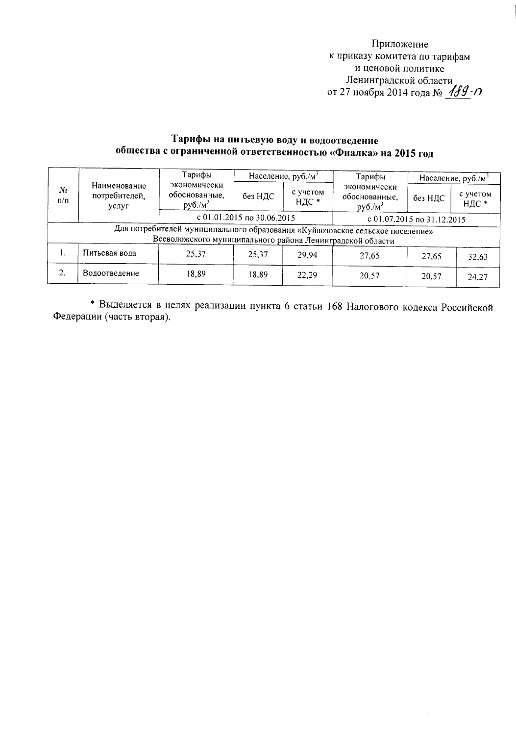Приложение
к приказу комитета по тарифам
и ценовой политике
Ленинградской области
от 27 ноября 2014 года № 189-п

**Тарифы на питьевую воду и водоотведение
общества с ограниченной ответственностью «Фиалка» на 2015 год**

| № п/п | Наименование потребителей, услуг | Тарифы экономически обоснованные, руб./м$^3$ | Население, руб./м$^3$ | | Тарифы экономически обоснованные, руб./м$^3$ | Население, руб./м$^3$ | |
|---|---|---|---|---|---|---|---|
| | | | без НДС | с учетом НДС * | | без НДС | с учетом НДС * |
| | | с 01.01.2015 по 30.06.2015 | | | с 01.07.2015 по 31.12.2015 | | |
| Для потребителей муниципального образования «Куйвозовское сельское поселение» Всеволожского муниципального района Ленинградской области | | | | | | | |
| 1. | Питьевая вода | 25,37 | 25,37 | 29,94 | 27,65 | 27,65 | 32,63 |
| 2. | Водоотведение | 18,89 | 18,89 | 22,29 | 20,57 | 20,57 | 24,27 |

* Выделяется в целях реализации пункта 6 статьи 168 Налогового кодекса Российской Федерации (часть вторая).